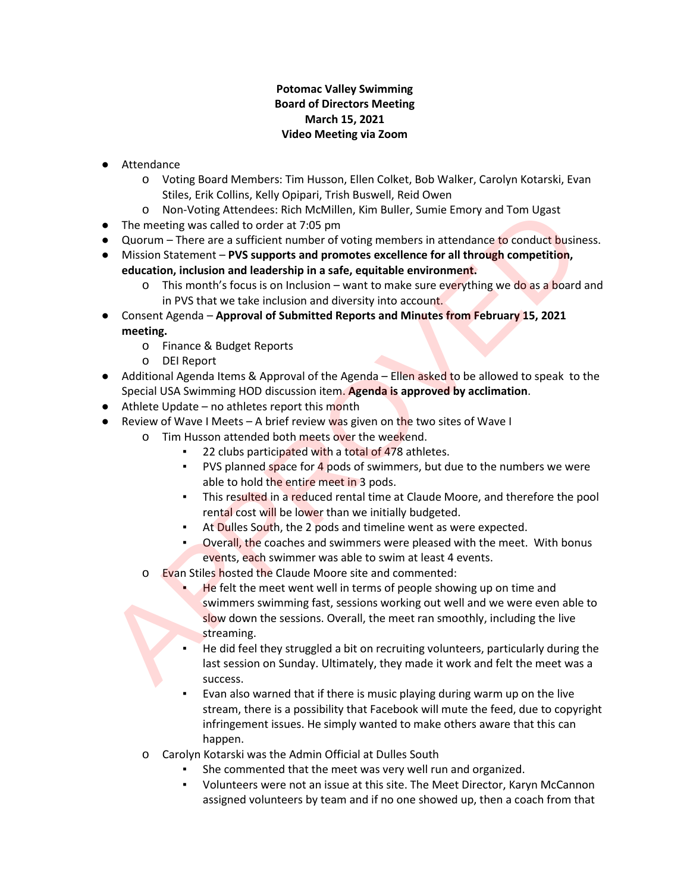**Potomac Valley Swimming**
**Board of Directors Meeting**
**March 15, 2021**
**Video Meeting via Zoom**

- Attendance
  - Voting Board Members: Tim Husson, Ellen Colket, Bob Walker, Carolyn Kotarski, Evan Stiles, Erik Collins, Kelly Opipari, Trish Buswell, Reid Owen
  - Non-Voting Attendees: Rich McMillen, Kim Buller, Sumie Emory and Tom Ugast
- The meeting was called to order at 7:05 pm
- Quorum – There are a sufficient number of voting members in attendance to conduct business.
- Mission Statement – **PVS supports and promotes excellence for all through competition, education, inclusion and leadership in a safe, equitable environment.**
  - This month's focus is on Inclusion – want to make sure everything we do as a board and in PVS that we take inclusion and diversity into account.
- Consent Agenda – **Approval of Submitted Reports and Minutes from February 15, 2021 meeting.**
  - Finance & Budget Reports
  - DEI Report
- Additional Agenda Items & Approval of the Agenda – Ellen asked to be allowed to speak to the Special USA Swimming HOD discussion item. **Agenda is approved by acclimation**.
- Athlete Update – no athletes report this month
- Review of Wave I Meets – A brief review was given on the two sites of Wave I
  - Tim Husson attended both meets over the weekend.
    - 22 clubs participated with a total of 478 athletes.
    - PVS planned space for 4 pods of swimmers, but due to the numbers we were able to hold the entire meet in 3 pods.
    - This resulted in a reduced rental time at Claude Moore, and therefore the pool rental cost will be lower than we initially budgeted.
    - At Dulles South, the 2 pods and timeline went as were expected.
    - Overall, the coaches and swimmers were pleased with the meet. With bonus events, each swimmer was able to swim at least 4 events.
  - Evan Stiles hosted the Claude Moore site and commented:
    - He felt the meet went well in terms of people showing up on time and swimmers swimming fast, sessions working out well and we were even able to slow down the sessions. Overall, the meet ran smoothly, including the live streaming.
    - He did feel they struggled a bit on recruiting volunteers, particularly during the last session on Sunday. Ultimately, they made it work and felt the meet was a success.
    - Evan also warned that if there is music playing during warm up on the live stream, there is a possibility that Facebook will mute the feed, due to copyright infringement issues. He simply wanted to make others aware that this can happen.
  - Carolyn Kotarski was the Admin Official at Dulles South
    - She commented that the meet was very well run and organized.
    - Volunteers were not an issue at this site. The Meet Director, Karyn McCannon assigned volunteers by team and if no one showed up, then a coach from that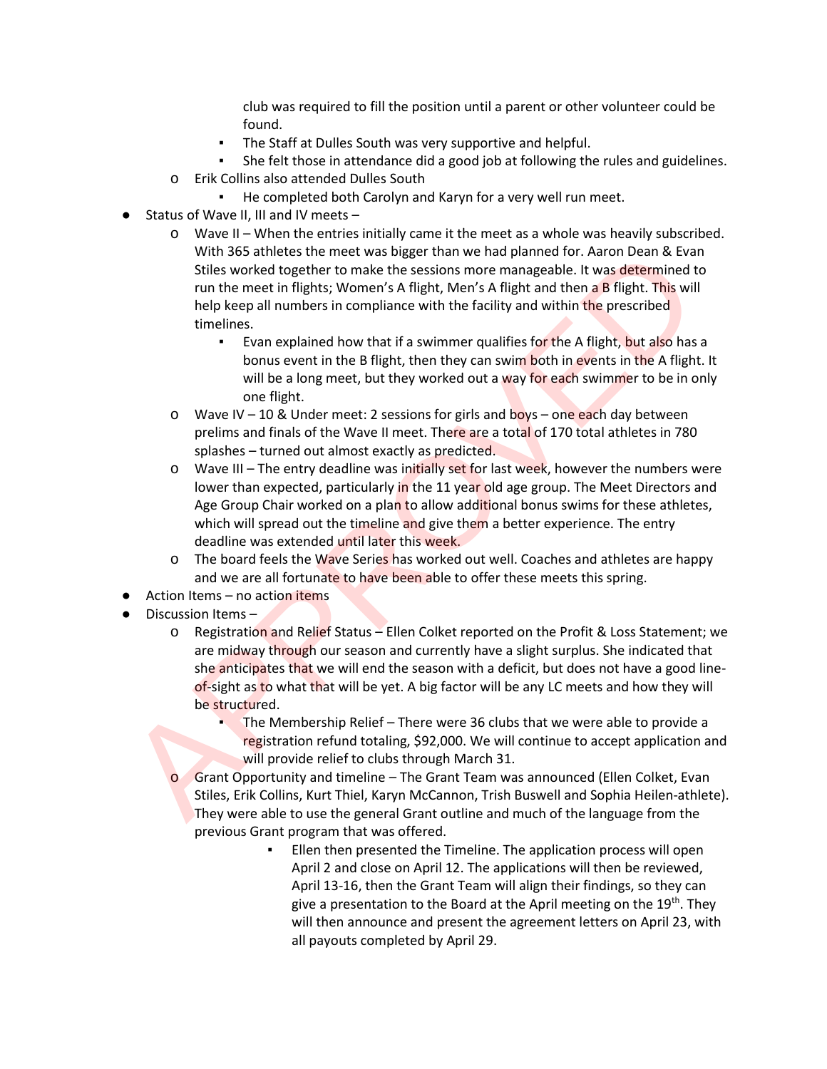club was required to fill the position until a parent or other volunteer could be found.
        - The Staff at Dulles South was very supportive and helpful.
        - She felt those in attendance did a good job at following the rules and guidelines.
    - Erik Collins also attended Dulles South
        - He completed both Carolyn and Karyn for a very well run meet.
- Status of Wave II, III and IV meets –
    - Wave II – When the entries initially came it the meet as a whole was heavily subscribed. With 365 athletes the meet was bigger than we had planned for. Aaron Dean & Evan Stiles worked together to make the sessions more manageable. It was determined to run the meet in flights; Women's A flight, Men's A flight and then a B flight. This will help keep all numbers in compliance with the facility and within the prescribed timelines.
        - Evan explained how that if a swimmer qualifies for the A flight, but also has a bonus event in the B flight, then they can swim both in events in the A flight. It will be a long meet, but they worked out a way for each swimmer to be in only one flight.
    - Wave IV – 10 & Under meet: 2 sessions for girls and boys – one each day between prelims and finals of the Wave II meet. There are a total of 170 total athletes in 780 splashes – turned out almost exactly as predicted.
    - Wave III – The entry deadline was initially set for last week, however the numbers were lower than expected, particularly in the 11 year old age group. The Meet Directors and Age Group Chair worked on a plan to allow additional bonus swims for these athletes, which will spread out the timeline and give them a better experience. The entry deadline was extended until later this week.
    - The board feels the Wave Series has worked out well. Coaches and athletes are happy and we are all fortunate to have been able to offer these meets this spring.
- Action Items – no action items
- Discussion Items –
    - Registration and Relief Status – Ellen Colket reported on the Profit & Loss Statement; we are midway through our season and currently have a slight surplus. She indicated that she anticipates that we will end the season with a deficit, but does not have a good line-of-sight as to what that will be yet. A big factor will be any LC meets and how they will be structured.
        - The Membership Relief – There were 36 clubs that we were able to provide a registration refund totaling, $92,000. We will continue to accept application and will provide relief to clubs through March 31.
    - Grant Opportunity and timeline – The Grant Team was announced (Ellen Colket, Evan Stiles, Erik Collins, Kurt Thiel, Karyn McCannon, Trish Buswell and Sophia Heilen-athlete). They were able to use the general Grant outline and much of the language from the previous Grant program that was offered.
        - Ellen then presented the Timeline. The application process will open April 2 and close on April 12. The applications will then be reviewed, April 13-16, then the Grant Team will align their findings, so they can give a presentation to the Board at the April meeting on the 19th. They will then announce and present the agreement letters on April 23, with all payouts completed by April 29.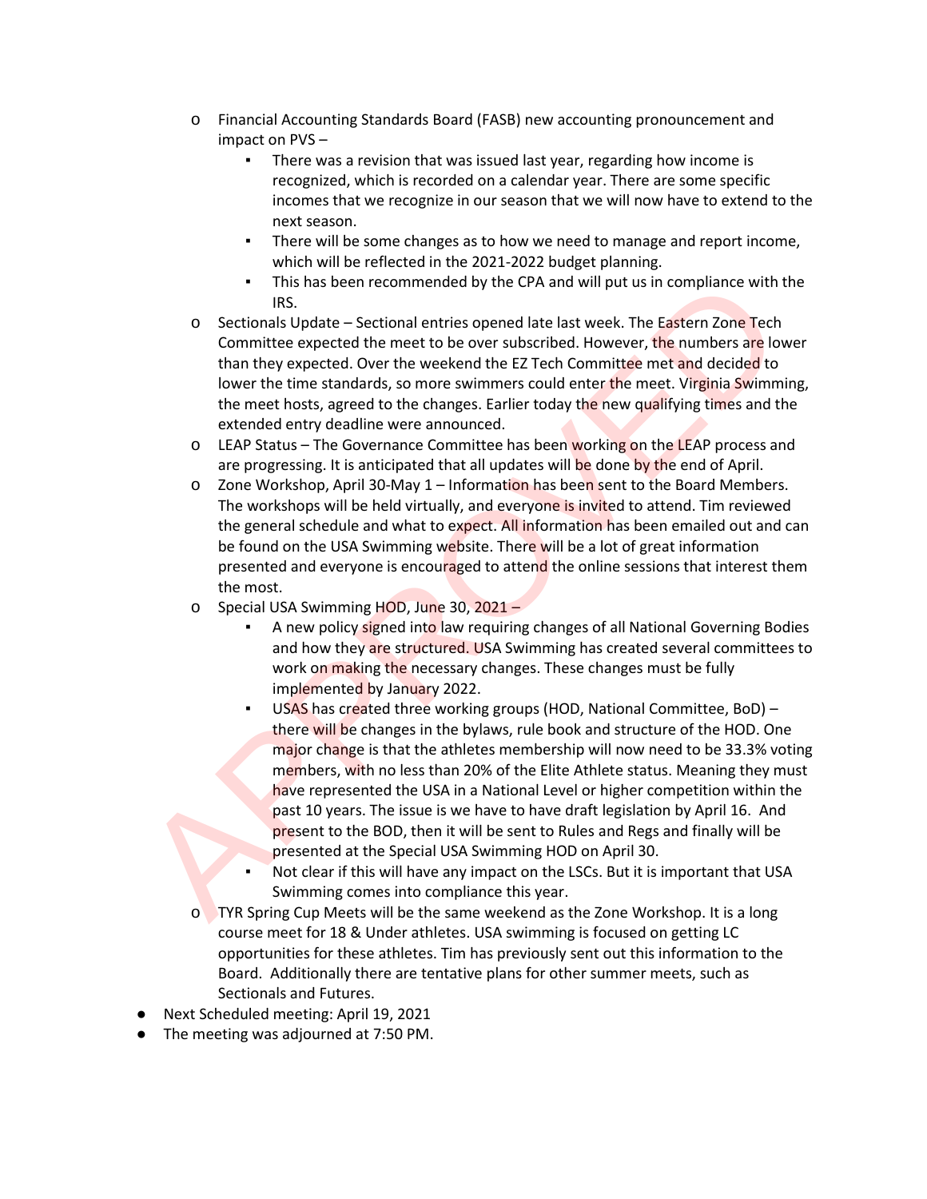- Financial Accounting Standards Board (FASB) new accounting pronouncement and impact on PVS –
    - There was a revision that was issued last year, regarding how income is recognized, which is recorded on a calendar year. There are some specific incomes that we recognize in our season that we will now have to extend to the next season.
    - There will be some changes as to how we need to manage and report income, which will be reflected in the 2021-2022 budget planning.
    - This has been recommended by the CPA and will put us in compliance with the IRS.
  - Sectionals Update – Sectional entries opened late last week. The Eastern Zone Tech Committee expected the meet to be over subscribed. However, the numbers are lower than they expected. Over the weekend the EZ Tech Committee met and decided to lower the time standards, so more swimmers could enter the meet. Virginia Swimming, the meet hosts, agreed to the changes. Earlier today the new qualifying times and the extended entry deadline were announced.
  - LEAP Status – The Governance Committee has been working on the LEAP process and are progressing. It is anticipated that all updates will be done by the end of April.
  - Zone Workshop, April 30-May 1 – Information has been sent to the Board Members. The workshops will be held virtually, and everyone is invited to attend. Tim reviewed the general schedule and what to expect. All information has been emailed out and can be found on the USA Swimming website. There will be a lot of great information presented and everyone is encouraged to attend the online sessions that interest them the most.
  - Special USA Swimming HOD, June 30, 2021 –
    - A new policy signed into law requiring changes of all National Governing Bodies and how they are structured. USA Swimming has created several committees to work on making the necessary changes. These changes must be fully implemented by January 2022.
    - USAS has created three working groups (HOD, National Committee, BoD) – there will be changes in the bylaws, rule book and structure of the HOD. One major change is that the athletes membership will now need to be 33.3% voting members, with no less than 20% of the Elite Athlete status. Meaning they must have represented the USA in a National Level or higher competition within the past 10 years. The issue is we have to have draft legislation by April 16. And present to the BOD, then it will be sent to Rules and Regs and finally will be presented at the Special USA Swimming HOD on April 30.
    - Not clear if this will have any impact on the LSCs. But it is important that USA Swimming comes into compliance this year.
  - TYR Spring Cup Meets will be the same weekend as the Zone Workshop. It is a long course meet for 18 & Under athletes. USA swimming is focused on getting LC opportunities for these athletes. Tim has previously sent out this information to the Board. Additionally there are tentative plans for other summer meets, such as Sectionals and Futures.
- Next Scheduled meeting: April 19, 2021
- The meeting was adjourned at 7:50 PM.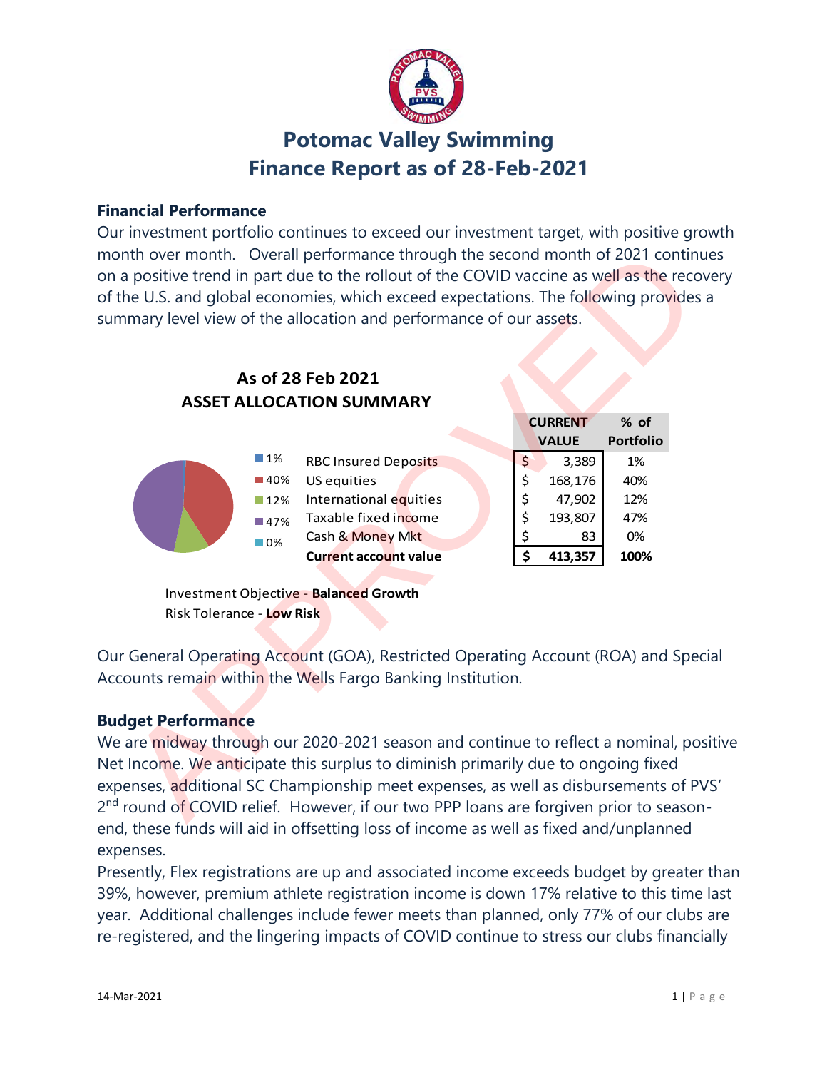# Potomac Valley Swimming
# Finance Report as of 28-Feb-2021

### Financial Performance

Our investment portfolio continues to exceed our investment target, with positive growth month over month. Overall performance through the second month of 2021 continues on a positive trend in part due to the rollout of the COVID vaccine as well as the recovery of the U.S. and global economies, which exceed expectations. The following provides a summary level view of the allocation and performance of our assets.

**As of 28 Feb 2021**
**ASSET ALLOCATION SUMMARY**

| | | CURRENT VALUE | % of Portfolio |
|---|---|---|---|
| 1% | RBC Insured Deposits | $ 3,389 | 1% |
| 40% | US equities | $ 168,176 | 40% |
| 12% | International equities | $ 47,902 | 12% |
| 47% | Taxable fixed income | $ 193,807 | 47% |
| 0% | Cash & Money Mkt | $ 83 | 0% |
| | **Current account value** | **$ 413,357** | **100%** |

Investment Objective - **Balanced Growth**
Risk Tolerance - **Low Risk**

Our General Operating Account (GOA), Restricted Operating Account (ROA) and Special Accounts remain within the Wells Fargo Banking Institution.

### Budget Performance

We are midway through our 2020-2021 season and continue to reflect a nominal, positive Net Income. We anticipate this surplus to diminish primarily due to ongoing fixed expenses, additional SC Championship meet expenses, as well as disbursements of PVS' 2nd round of COVID relief. However, if our two PPP loans are forgiven prior to season-end, these funds will aid in offsetting loss of income as well as fixed and/unplanned expenses.

Presently, Flex registrations are up and associated income exceeds budget by greater than 39%, however, premium athlete registration income is down 17% relative to this time last year. Additional challenges include fewer meets than planned, only 77% of our clubs are re-registered, and the lingering impacts of COVID continue to stress our clubs financially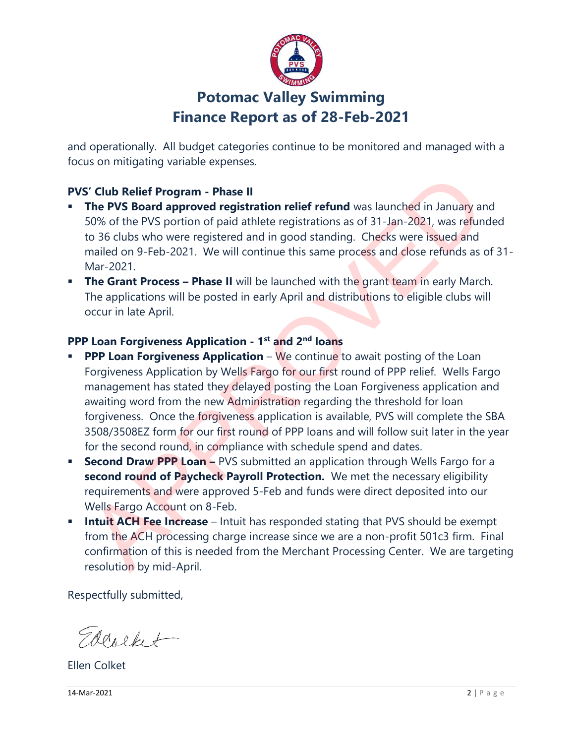and operationally. All budget categories continue to be monitored and managed with a focus on mitigating variable expenses.

**PVS' Club Relief Program - Phase II**

- **The PVS Board approved registration relief refund** was launched in January and 50% of the PVS portion of paid athlete registrations as of 31-Jan-2021, was refunded to 36 clubs who were registered and in good standing. Checks were issued and mailed on 9-Feb-2021. We will continue this same process and close refunds as of 31-Mar-2021.
- **The Grant Process – Phase II** will be launched with the grant team in early March. The applications will be posted in early April and distributions to eligible clubs will occur in late April.

**PPP Loan Forgiveness Application - 1st and 2nd loans**

- **PPP Loan Forgiveness Application** – We continue to await posting of the Loan Forgiveness Application by Wells Fargo for our first round of PPP relief. Wells Fargo management has stated they delayed posting the Loan Forgiveness application and awaiting word from the new Administration regarding the threshold for loan forgiveness. Once the forgiveness application is available, PVS will complete the SBA 3508/3508EZ form for our first round of PPP loans and will follow suit later in the year for the second round, in compliance with schedule spend and dates.
- **Second Draw PPP Loan –** PVS submitted an application through Wells Fargo for a **second round of Paycheck Payroll Protection.** We met the necessary eligibility requirements and were approved 5-Feb and funds were direct deposited into our Wells Fargo Account on 8-Feb.
- **Intuit ACH Fee Increase** – Intuit has responded stating that PVS should be exempt from the ACH processing charge increase since we are a non-profit 501c3 firm. Final confirmation of this is needed from the Merchant Processing Center. We are targeting resolution by mid-April.

Respectfully submitted,

Ellen Colket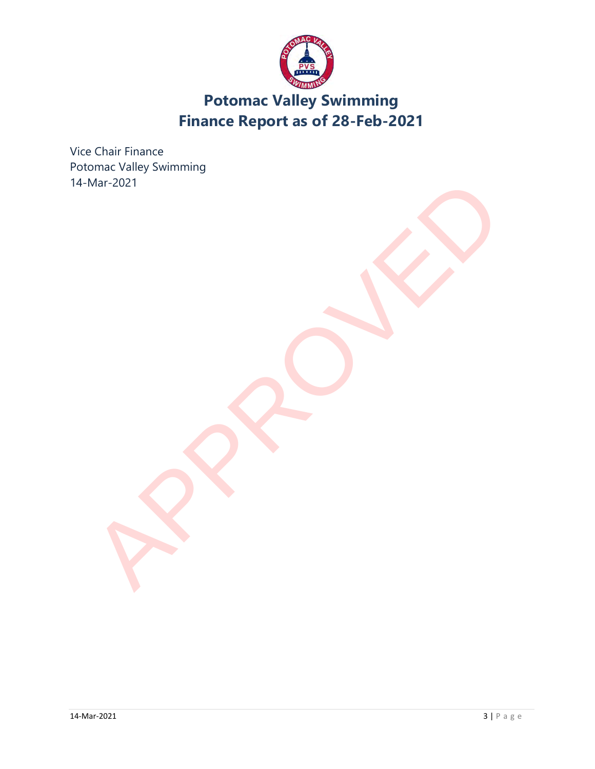# Potomac Valley Swimming
# Finance Report as of 28-Feb-2021

Vice Chair Finance
Potomac Valley Swimming
14-Mar-2021

APPROVED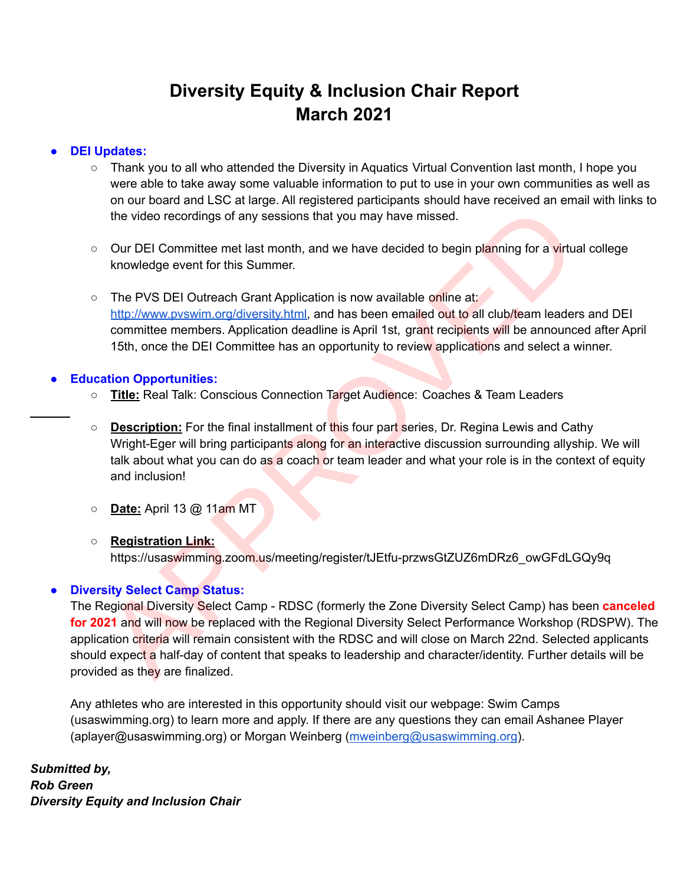# Diversity Equity & Inclusion Chair Report
# March 2021

- **DEI Updates:**
  - Thank you to all who attended the Diversity in Aquatics Virtual Convention last month, I hope you were able to take away some valuable information to put to use in your own communities as well as on our board and LSC at large. All registered participants should have received an email with links to the video recordings of any sessions that you may have missed.
  - Our DEI Committee met last month, and we have decided to begin planning for a virtual college knowledge event for this Summer.
  - The PVS DEI Outreach Grant Application is now available online at: http://www.pvswim.org/diversity.html, and has been emailed out to all club/team leaders and DEI committee members. Application deadline is April 1st, grant recipients will be announced after April 15th, once the DEI Committee has an opportunity to review applications and select a winner.

- **Education Opportunities:**
  - **Title:** Real Talk: Conscious Connection Target Audience: Coaches & Team Leaders
  - **Description:** For the final installment of this four part series, Dr. Regina Lewis and Cathy Wright-Eger will bring participants along for an interactive discussion surrounding allyship. We will talk about what you can do as a coach or team leader and what your role is in the context of equity and inclusion!
  - **Date:** April 13 @ 11am MT
  - **Registration Link:** https://usaswimming.zoom.us/meeting/register/tJEtfu-przwsGtZUZ6mDRz6_owGFdLGQy9q

- **Diversity Select Camp Status:**
  The Regional Diversity Select Camp - RDSC (formerly the Zone Diversity Select Camp) has been **canceled for 2021** and will now be replaced with the Regional Diversity Select Performance Workshop (RDSPW). The application criteria will remain consistent with the RDSC and will close on March 22nd. Selected applicants should expect a half-day of content that speaks to leadership and character/identity. Further details will be provided as they are finalized.

  Any athletes who are interested in this opportunity should visit our webpage: Swim Camps (usaswimming.org) to learn more and apply. If there are any questions they can email Ashanee Player (aplayer@usaswimming.org) or Morgan Weinberg (mweinberg@usaswimming.org).

***Submitted by,***
***Rob Green***
***Diversity Equity and Inclusion Chair***